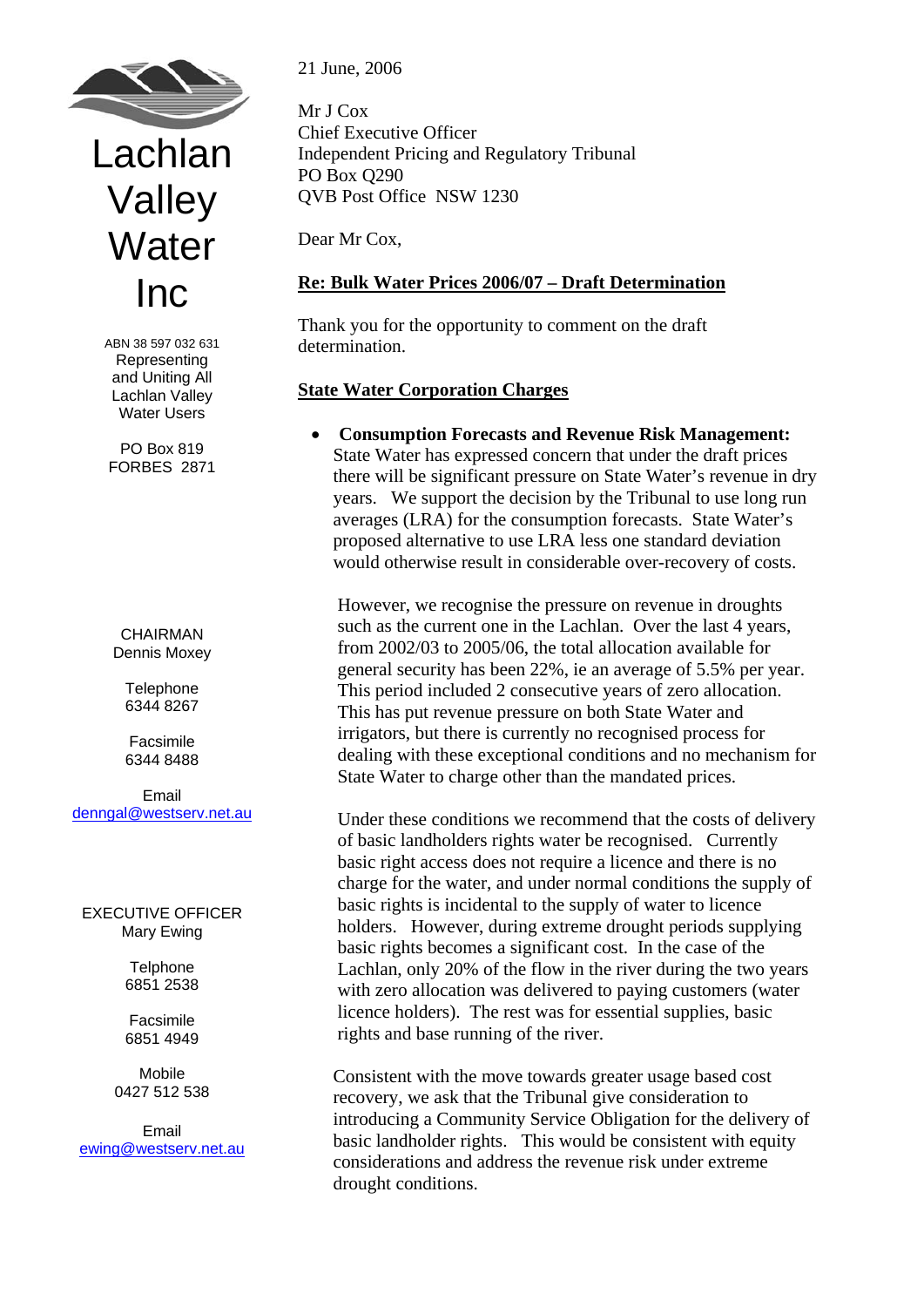# Lachlan Valley Water Inc

ABN 38 597 032 631
Representing and Uniting All Lachlan Valley Water Users

PO Box 819
FORBES 2871

CHAIRMAN
Dennis Moxey

Telephone
6344 8267

Facsimile
6344 8488

Email
denngal@westserv.net.au

EXECUTIVE OFFICER
Mary Ewing

Telphone
6851 2538

Facsimile
6851 4949

Mobile
0427 512 538

Email
ewing@westserv.net.au

21 June, 2006

Mr J Cox
Chief Executive Officer
Independent Pricing and Regulatory Tribunal
PO Box Q290
QVB Post Office NSW 1230

Dear Mr Cox,

**Re: Bulk Water Prices 2006/07 – Draft Determination**

Thank you for the opportunity to comment on the draft determination.

**State Water Corporation Charges**

- **Consumption Forecasts and Revenue Risk Management:** State Water has expressed concern that under the draft prices there will be significant pressure on State Water's revenue in dry years. We support the decision by the Tribunal to use long run averages (LRA) for the consumption forecasts. State Water's proposed alternative to use LRA less one standard deviation would otherwise result in considerable over-recovery of costs.

  However, we recognise the pressure on revenue in droughts such as the current one in the Lachlan. Over the last 4 years, from 2002/03 to 2005/06, the total allocation available for general security has been 22%, ie an average of 5.5% per year. This period included 2 consecutive years of zero allocation. This has put revenue pressure on both State Water and irrigators, but there is currently no recognised process for dealing with these exceptional conditions and no mechanism for State Water to charge other than the mandated prices.

  Under these conditions we recommend that the costs of delivery of basic landholders rights water be recognised. Currently basic right access does not require a licence and there is no charge for the water, and under normal conditions the supply of basic rights is incidental to the supply of water to licence holders. However, during extreme drought periods supplying basic rights becomes a significant cost. In the case of the Lachlan, only 20% of the flow in the river during the two years with zero allocation was delivered to paying customers (water licence holders). The rest was for essential supplies, basic rights and base running of the river.

  Consistent with the move towards greater usage based cost recovery, we ask that the Tribunal give consideration to introducing a Community Service Obligation for the delivery of basic landholder rights. This would be consistent with equity considerations and address the revenue risk under extreme drought conditions.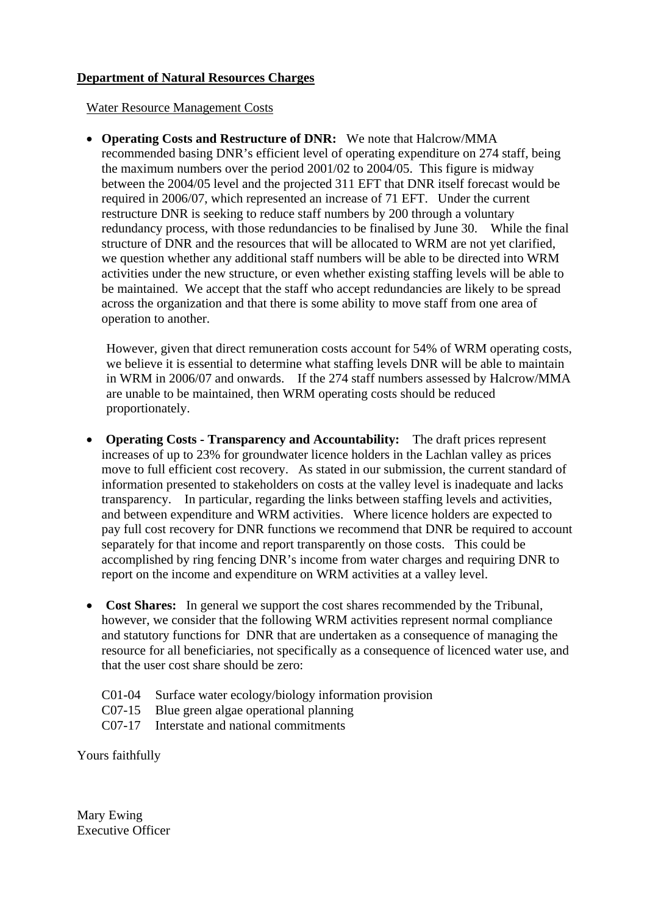**Department of Natural Resources Charges**

Water Resource Management Costs

- **Operating Costs and Restructure of DNR:** We note that Halcrow/MMA recommended basing DNR's efficient level of operating expenditure on 274 staff, being the maximum numbers over the period 2001/02 to 2004/05. This figure is midway between the 2004/05 level and the projected 311 EFT that DNR itself forecast would be required in 2006/07, which represented an increase of 71 EFT. Under the current restructure DNR is seeking to reduce staff numbers by 200 through a voluntary redundancy process, with those redundancies to be finalised by June 30. While the final structure of DNR and the resources that will be allocated to WRM are not yet clarified, we question whether any additional staff numbers will be able to be directed into WRM activities under the new structure, or even whether existing staffing levels will be able to be maintained. We accept that the staff who accept redundancies are likely to be spread across the organization and that there is some ability to move staff from one area of operation to another.

  However, given that direct remuneration costs account for 54% of WRM operating costs, we believe it is essential to determine what staffing levels DNR will be able to maintain in WRM in 2006/07 and onwards. If the 274 staff numbers assessed by Halcrow/MMA are unable to be maintained, then WRM operating costs should be reduced proportionately.

- **Operating Costs - Transparency and Accountability:** The draft prices represent increases of up to 23% for groundwater licence holders in the Lachlan valley as prices move to full efficient cost recovery. As stated in our submission, the current standard of information presented to stakeholders on costs at the valley level is inadequate and lacks transparency. In particular, regarding the links between staffing levels and activities, and between expenditure and WRM activities. Where licence holders are expected to pay full cost recovery for DNR functions we recommend that DNR be required to account separately for that income and report transparently on those costs. This could be accomplished by ring fencing DNR's income from water charges and requiring DNR to report on the income and expenditure on WRM activities at a valley level.

- **Cost Shares:** In general we support the cost shares recommended by the Tribunal, however, we consider that the following WRM activities represent normal compliance and statutory functions for DNR that are undertaken as a consequence of managing the resource for all beneficiaries, not specifically as a consequence of licenced water use, and that the user cost share should be zero:

  C01-04 Surface water ecology/biology information provision
  C07-15 Blue green algae operational planning
  C07-17 Interstate and national commitments

Yours faithfully

Mary Ewing
Executive Officer